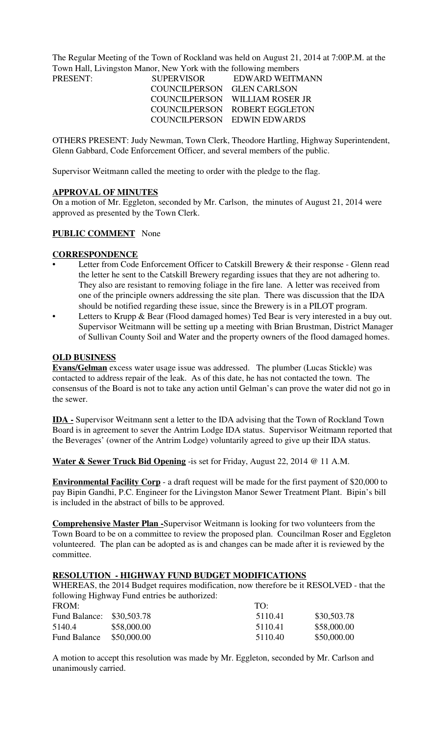The Regular Meeting of the Town of Rockland was held on August 21, 2014 at 7:00P.M. at the Town Hall, Livingston Manor, New York with the following members

| PRESENT: | SUPERVISOR | EDWARD WEITMANN |
|---|---|---|
| | COUNCILPERSON | GLEN CARLSON |
| | COUNCILPERSON | WILLIAM ROSER JR |
| | COUNCILPERSON | ROBERT EGGLETON |
| | COUNCILPERSON | EDWIN EDWARDS |

OTHERS PRESENT: Judy Newman, Town Clerk, Theodore Hartling, Highway Superintendent, Glenn Gabbard, Code Enforcement Officer, and several members of the public.

Supervisor Weitmann called the meeting to order with the pledge to the flag.

**APPROVAL OF MINUTES**

On a motion of Mr. Eggleton, seconded by Mr. Carlson, the minutes of August 21, 2014 were approved as presented by the Town Clerk.

**PUBLIC COMMENT** None

**CORRESPONDENCE**

- Letter from Code Enforcement Officer to Catskill Brewery & their response - Glenn read the letter he sent to the Catskill Brewery regarding issues that they are not adhering to. They also are resistant to removing foliage in the fire lane. A letter was received from one of the principle owners addressing the site plan. There was discussion that the IDA should be notified regarding these issue, since the Brewery is in a PILOT program.
- Letters to Krupp & Bear (Flood damaged homes) Ted Bear is very interested in a buy out. Supervisor Weitmann will be setting up a meeting with Brian Brustman, District Manager of Sullivan County Soil and Water and the property owners of the flood damaged homes.

**OLD BUSINESS**

**Evans/Gelman** excess water usage issue was addressed. The plumber (Lucas Stickle) was contacted to address repair of the leak. As of this date, he has not contacted the town. The consensus of the Board is not to take any action until Gelman's can prove the water did not go in the sewer.

**IDA -** Supervisor Weitmann sent a letter to the IDA advising that the Town of Rockland Town Board is in agreement to sever the Antrim Lodge IDA status. Supervisor Weitmann reported that the Beverages' (owner of the Antrim Lodge) voluntarily agreed to give up their IDA status.

**Water & Sewer Truck Bid Opening** -is set for Friday, August 22, 2014 @ 11 A.M.

**Environmental Facility Corp** - a draft request will be made for the first payment of $20,000 to pay Bipin Gandhi, P.C. Engineer for the Livingston Manor Sewer Treatment Plant. Bipin's bill is included in the abstract of bills to be approved.

**Comprehensive Master Plan -**Supervisor Weitmann is looking for two volunteers from the Town Board to be on a committee to review the proposed plan. Councilman Roser and Eggleton volunteered. The plan can be adopted as is and changes can be made after it is reviewed by the committee.

**RESOLUTION - HIGHWAY FUND BUDGET MODIFICATIONS**

WHEREAS, the 2014 Budget requires modification, now therefore be it RESOLVED - that the following Highway Fund entries be authorized:

| FROM: | | TO: | |
|---|---|---|---|
| Fund Balance: | $30,503.78 | 5110.41 | $30,503.78 |
| 5140.4 | $58,000.00 | 5110.41 | $58,000.00 |
| Fund Balance | $50,000.00 | 5110.40 | $50,000.00 |

A motion to accept this resolution was made by Mr. Eggleton, seconded by Mr. Carlson and unanimously carried.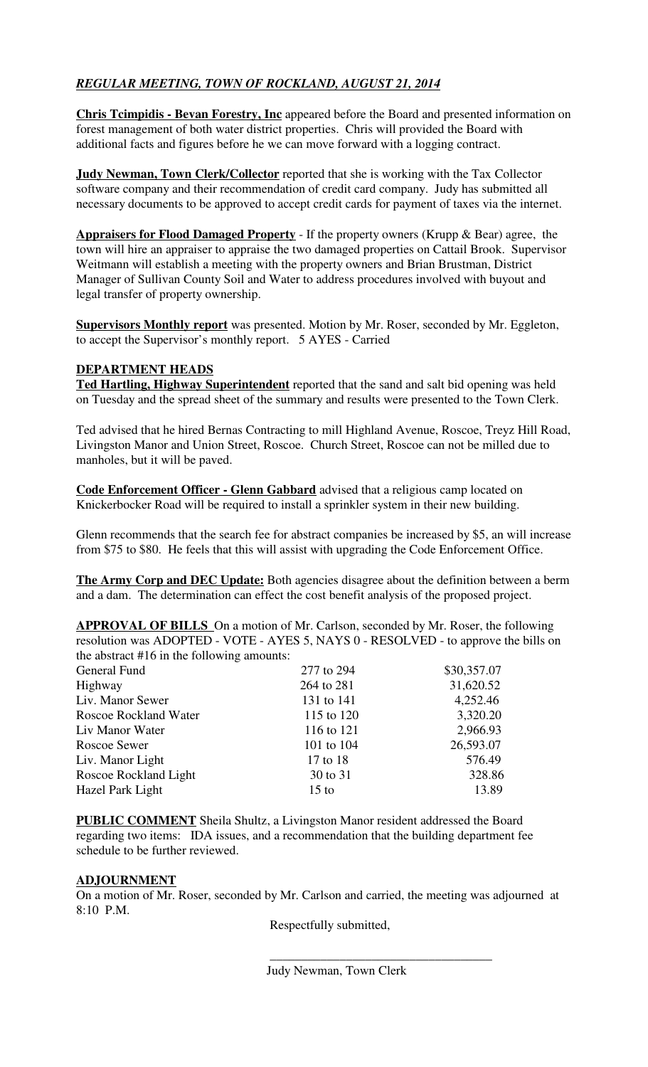## *REGULAR MEETING, TOWN OF ROCKLAND, AUGUST 21, 2014*

**Chris Tcimpidis - Bevan Forestry, Inc** appeared before the Board and presented information on forest management of both water district properties. Chris will provided the Board with additional facts and figures before he we can move forward with a logging contract.

**Judy Newman, Town Clerk/Collector** reported that she is working with the Tax Collector software company and their recommendation of credit card company. Judy has submitted all necessary documents to be approved to accept credit cards for payment of taxes via the internet.

**Appraisers for Flood Damaged Property** - If the property owners (Krupp & Bear) agree, the town will hire an appraiser to appraise the two damaged properties on Cattail Brook. Supervisor Weitmann will establish a meeting with the property owners and Brian Brustman, District Manager of Sullivan County Soil and Water to address procedures involved with buyout and legal transfer of property ownership.

**Supervisors Monthly report** was presented. Motion by Mr. Roser, seconded by Mr. Eggleton, to accept the Supervisor's monthly report. 5 AYES - Carried

**DEPARTMENT HEADS**

**Ted Hartling, Highway Superintendent** reported that the sand and salt bid opening was held on Tuesday and the spread sheet of the summary and results were presented to the Town Clerk.

Ted advised that he hired Bernas Contracting to mill Highland Avenue, Roscoe, Treyz Hill Road, Livingston Manor and Union Street, Roscoe. Church Street, Roscoe can not be milled due to manholes, but it will be paved.

**Code Enforcement Officer - Glenn Gabbard** advised that a religious camp located on Knickerbocker Road will be required to install a sprinkler system in their new building.

Glenn recommends that the search fee for abstract companies be increased by $5, an will increase from $75 to $80. He feels that this will assist with upgrading the Code Enforcement Office.

**The Army Corp and DEC Update:** Both agencies disagree about the definition between a berm and a dam. The determination can effect the cost benefit analysis of the proposed project.

**APPROVAL OF BILLS** On a motion of Mr. Carlson, seconded by Mr. Roser, the following resolution was ADOPTED - VOTE - AYES 5, NAYS 0 - RESOLVED - to approve the bills on the abstract #16 in the following amounts:

| | | |
|---|---|---|
| General Fund | 277 to 294 | $30,357.07 |
| Highway | 264 to 281 | 31,620.52 |
| Liv. Manor Sewer | 131 to 141 | 4,252.46 |
| Roscoe Rockland Water | 115 to 120 | 3,320.20 |
| Liv Manor Water | 116 to 121 | 2,966.93 |
| Roscoe Sewer | 101 to 104 | 26,593.07 |
| Liv. Manor Light | 17 to 18 | 576.49 |
| Roscoe Rockland Light | 30 to 31 | 328.86 |
| Hazel Park Light | 15 to | 13.89 |

**PUBLIC COMMENT** Sheila Shultz, a Livingston Manor resident addressed the Board regarding two items: IDA issues, and a recommendation that the building department fee schedule to be further reviewed.

**ADJOURNMENT**

On a motion of Mr. Roser, seconded by Mr. Carlson and carried, the meeting was adjourned at 8:10 P.M.

Respectfully submitted,

\_\_\_\_\_\_\_\_\_\_\_\_\_\_\_\_\_\_\_\_\_\_\_\_\_\_\_\_\_\_\_\_\_\_\_

Judy Newman, Town Clerk